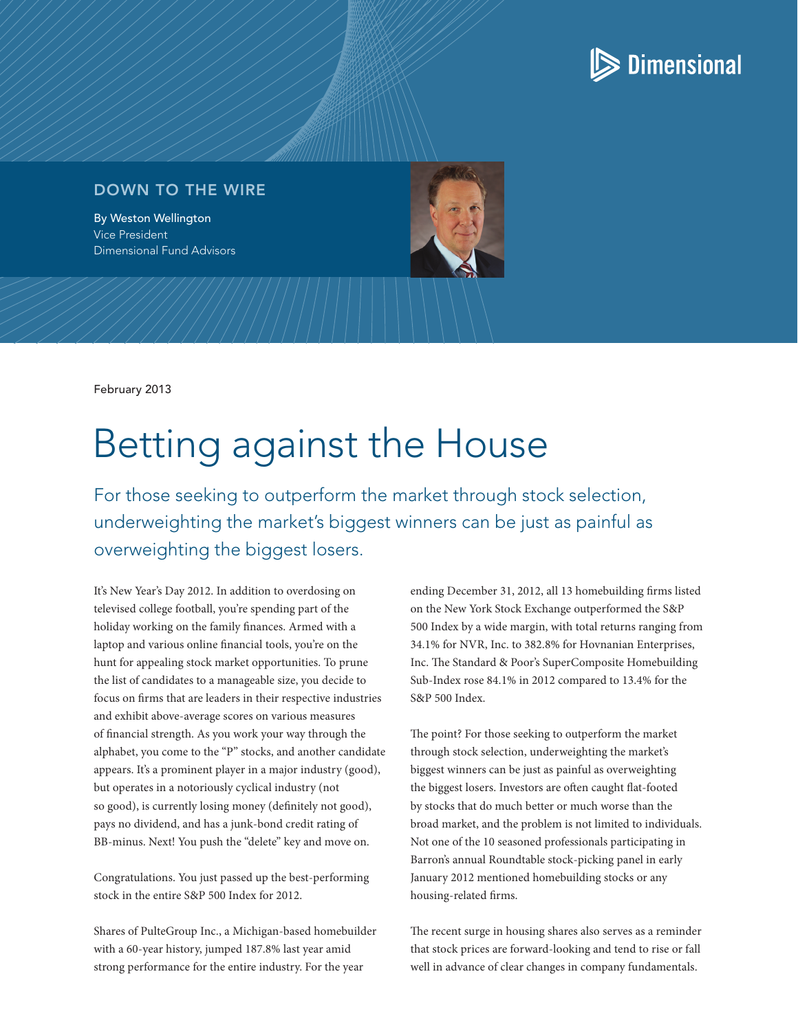Dimensional

DOWN TO THE WIRE

By Weston Wellington
Vice President
Dimensional Fund Advisors

February 2013

# Betting against the House

## For those seeking to outperform the market through stock selection, underweighting the market's biggest winners can be just as painful as overweighting the biggest losers.

It's New Year's Day 2012. In addition to overdosing on televised college football, you're spending part of the holiday working on the family finances. Armed with a laptop and various online financial tools, you're on the hunt for appealing stock market opportunities. To prune the list of candidates to a manageable size, you decide to focus on firms that are leaders in their respective industries and exhibit above-average scores on various measures of financial strength. As you work your way through the alphabet, you come to the "P" stocks, and another candidate appears. It's a prominent player in a major industry (good), but operates in a notoriously cyclical industry (not so good), is currently losing money (definitely not good), pays no dividend, and has a junk-bond credit rating of BB-minus. Next! You push the "delete" key and move on.

Congratulations. You just passed up the best-performing stock in the entire S&P 500 Index for 2012.

Shares of PulteGroup Inc., a Michigan-based homebuilder with a 60-year history, jumped 187.8% last year amid strong performance for the entire industry. For the year ending December 31, 2012, all 13 homebuilding firms listed on the New York Stock Exchange outperformed the S&P 500 Index by a wide margin, with total returns ranging from 34.1% for NVR, Inc. to 382.8% for Hovnanian Enterprises, Inc. The Standard & Poor's SuperComposite Homebuilding Sub-Index rose 84.1% in 2012 compared to 13.4% for the S&P 500 Index.

The point? For those seeking to outperform the market through stock selection, underweighting the market's biggest winners can be just as painful as overweighting the biggest losers. Investors are often caught flat-footed by stocks that do much better or much worse than the broad market, and the problem is not limited to individuals. Not one of the 10 seasoned professionals participating in Barron's annual Roundtable stock-picking panel in early January 2012 mentioned homebuilding stocks or any housing-related firms.

The recent surge in housing shares also serves as a reminder that stock prices are forward-looking and tend to rise or fall well in advance of clear changes in company fundamentals.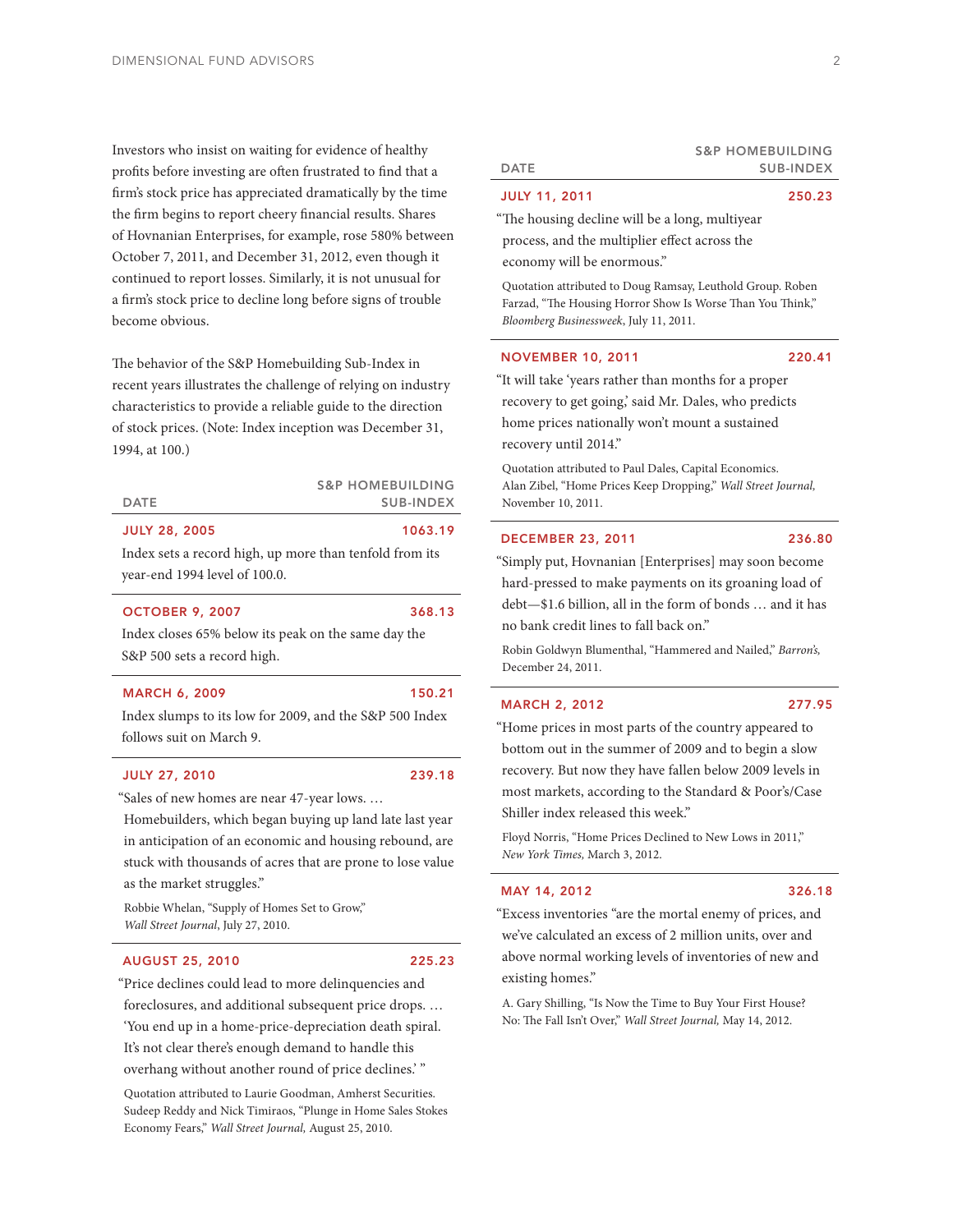Investors who insist on waiting for evidence of healthy profits before investing are often frustrated to find that a firm's stock price has appreciated dramatically by the time the firm begins to report cheery financial results. Shares of Hovnanian Enterprises, for example, rose 580% between October 7, 2011, and December 31, 2012, even though it continued to report losses. Similarly, it is not unusual for a firm's stock price to decline long before signs of trouble become obvious.

The behavior of the S&P Homebuilding Sub-Index in recent years illustrates the challenge of relying on industry characteristics to provide a reliable guide to the direction of stock prices. (Note: Index inception was December 31, 1994, at 100.)

| DATE | S&P HOMEBUILDING SUB-INDEX |
|---|---|
| **JULY 28, 2005** | **1063.19** |

Index sets a record high, up more than tenfold from its year-end 1994 level of 100.0.

| DATE | S&P HOMEBUILDING SUB-INDEX |
|---|---|
| **OCTOBER 9, 2007** | **368.13** |

Index closes 65% below its peak on the same day the S&P 500 sets a record high.

| DATE | S&P HOMEBUILDING SUB-INDEX |
|---|---|
| **MARCH 6, 2009** | **150.21** |

Index slumps to its low for 2009, and the S&P 500 Index follows suit on March 9.

| DATE | S&P HOMEBUILDING SUB-INDEX |
|---|---|
| **JULY 27, 2010** | **239.18** |

"Sales of new homes are near 47-year lows. … Homebuilders, which began buying up land late last year in anticipation of an economic and housing rebound, are stuck with thousands of acres that are prone to lose value as the market struggles."

Robbie Whelan, "Supply of Homes Set to Grow," *Wall Street Journal*, July 27, 2010.

| DATE | S&P HOMEBUILDING SUB-INDEX |
|---|---|
| **AUGUST 25, 2010** | **225.23** |

"Price declines could lead to more delinquencies and foreclosures, and additional subsequent price drops. … 'You end up in a home-price-depreciation death spiral. It's not clear there's enough demand to handle this overhang without another round of price declines.' "

Quotation attributed to Laurie Goodman, Amherst Securities. Sudeep Reddy and Nick Timiraos, "Plunge in Home Sales Stokes Economy Fears," *Wall Street Journal,* August 25, 2010.

| DATE | S&P HOMEBUILDING SUB-INDEX |
|---|---|
| **JULY 11, 2011** | **250.23** |

"The housing decline will be a long, multiyear process, and the multiplier effect across the economy will be enormous."

Quotation attributed to Doug Ramsay, Leuthold Group. Roben Farzad, "The Housing Horror Show Is Worse Than You Think," *Bloomberg Businessweek*, July 11, 2011.

| DATE | S&P HOMEBUILDING SUB-INDEX |
|---|---|
| **NOVEMBER 10, 2011** | **220.41** |

"It will take 'years rather than months for a proper recovery to get going,' said Mr. Dales, who predicts home prices nationally won't mount a sustained recovery until 2014."

Quotation attributed to Paul Dales, Capital Economics. Alan Zibel, "Home Prices Keep Dropping," *Wall Street Journal,* November 10, 2011.

| DATE | S&P HOMEBUILDING SUB-INDEX |
|---|---|
| **DECEMBER 23, 2011** | **236.80** |

"Simply put, Hovnanian [Enterprises] may soon become hard-pressed to make payments on its groaning load of debt—$1.6 billion, all in the form of bonds … and it has no bank credit lines to fall back on."

Robin Goldwyn Blumenthal, "Hammered and Nailed," *Barron's,* December 24, 2011.

| DATE | S&P HOMEBUILDING SUB-INDEX |
|---|---|
| **MARCH 2, 2012** | **277.95** |

"Home prices in most parts of the country appeared to bottom out in the summer of 2009 and to begin a slow recovery. But now they have fallen below 2009 levels in most markets, according to the Standard & Poor's/Case Shiller index released this week."

Floyd Norris, "Home Prices Declined to New Lows in 2011," *New York Times,* March 3, 2012.

| DATE | S&P HOMEBUILDING SUB-INDEX |
|---|---|
| **MAY 14, 2012** | **326.18** |

"Excess inventories "are the mortal enemy of prices, and we've calculated an excess of 2 million units, over and above normal working levels of inventories of new and existing homes."

A. Gary Shilling, "Is Now the Time to Buy Your First House? No: The Fall Isn't Over," *Wall Street Journal,* May 14, 2012.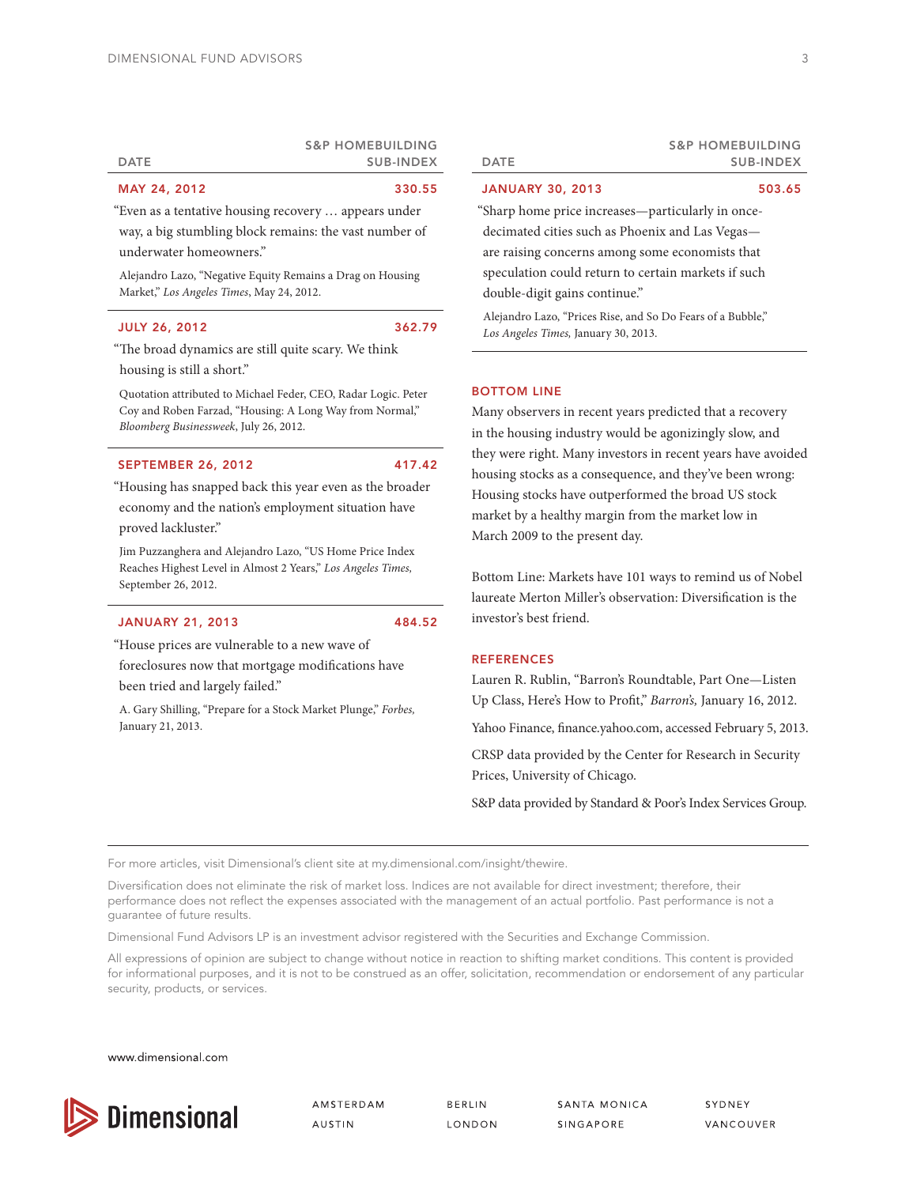| DATE | S&P HOMEBUILDING SUB-INDEX |
|---|---|
| **MAY 24, 2012** | **330.55** |

"Even as a tentative housing recovery … appears under way, a big stumbling block remains: the vast number of underwater homeowners."

Alejandro Lazo, "Negative Equity Remains a Drag on Housing Market," *Los Angeles Times*, May 24, 2012.

| | |
|---|---|
| **JULY 26, 2012** | **362.79** |

"The broad dynamics are still quite scary. We think housing is still a short."

Quotation attributed to Michael Feder, CEO, Radar Logic. Peter Coy and Roben Farzad, "Housing: A Long Way from Normal," *Bloomberg Businessweek*, July 26, 2012.

| | |
|---|---|
| **SEPTEMBER 26, 2012** | **417.42** |

"Housing has snapped back this year even as the broader economy and the nation's employment situation have proved lackluster."

Jim Puzzanghera and Alejandro Lazo, "US Home Price Index Reaches Highest Level in Almost 2 Years," *Los Angeles Times,* September 26, 2012.

| | |
|---|---|
| **JANUARY 21, 2013** | **484.52** |

"House prices are vulnerable to a new wave of foreclosures now that mortgage modifications have been tried and largely failed."

A. Gary Shilling, "Prepare for a Stock Market Plunge," *Forbes,* January 21, 2013.

| DATE | S&P HOMEBUILDING SUB-INDEX |
|---|---|
| **JANUARY 30, 2013** | **503.65** |

"Sharp home price increases—particularly in once-decimated cities such as Phoenix and Las Vegas—are raising concerns among some economists that speculation could return to certain markets if such double-digit gains continue."

Alejandro Lazo, "Prices Rise, and So Do Fears of a Bubble," *Los Angeles Times,* January 30, 2013.

## BOTTOM LINE

Many observers in recent years predicted that a recovery in the housing industry would be agonizingly slow, and they were right. Many investors in recent years have avoided housing stocks as a consequence, and they've been wrong: Housing stocks have outperformed the broad US stock market by a healthy margin from the market low in March 2009 to the present day.

Bottom Line: Markets have 101 ways to remind us of Nobel laureate Merton Miller's observation: Diversification is the investor's best friend.

## REFERENCES

Lauren R. Rublin, "Barron's Roundtable, Part One—Listen Up Class, Here's How to Profit," *Barron's,* January 16, 2012.

Yahoo Finance, finance.yahoo.com, accessed February 5, 2013.

CRSP data provided by the Center for Research in Security Prices, University of Chicago.

S&P data provided by Standard & Poor's Index Services Group.

---

For more articles, visit Dimensional's client site at my.dimensional.com/insight/thewire.

Diversification does not eliminate the risk of market loss. Indices are not available for direct investment; therefore, their performance does not reflect the expenses associated with the management of an actual portfolio. Past performance is not a guarantee of future results.

Dimensional Fund Advisors LP is an investment advisor registered with the Securities and Exchange Commission.

All expressions of opinion are subject to change without notice in reaction to shifting market conditions. This content is provided for informational purposes, and it is not to be construed as an offer, solicitation, recommendation or endorsement of any particular security, products, or services.

www.dimensional.com

Dimensional

AMSTERDAM AUSTIN BERLIN LONDON SANTA MONICA SINGAPORE SYDNEY VANCOUVER